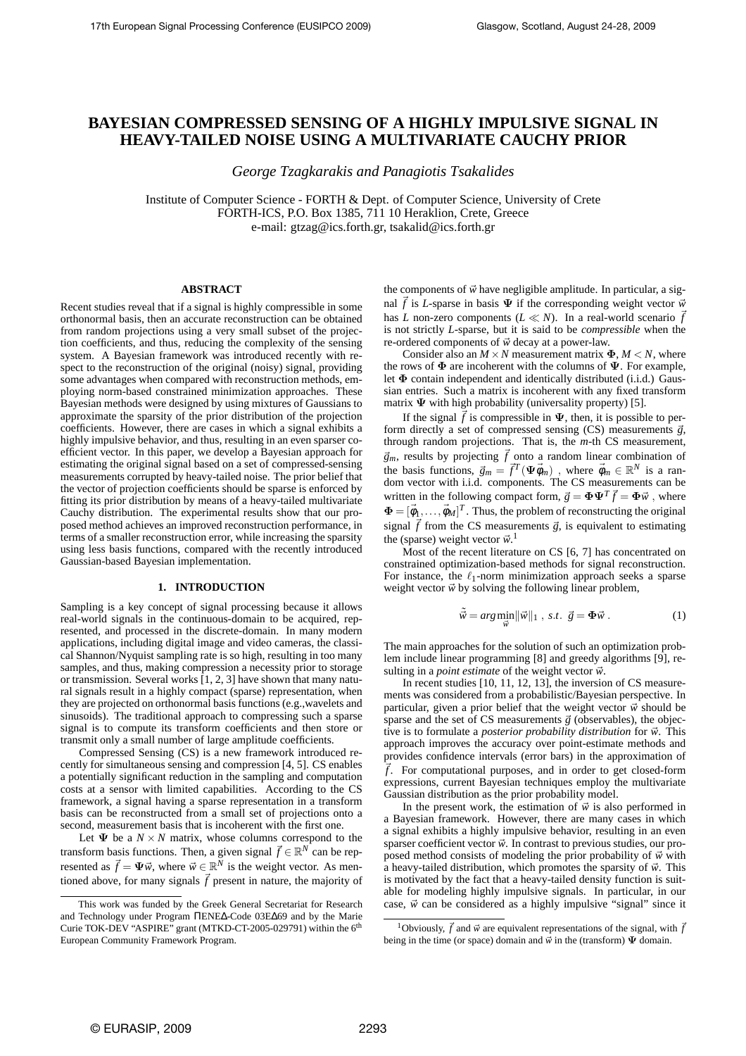# BAYESIAN COMPRESSED SENSING OF A HIGHLY IMPULSIVE SIGNAL IN HEAVY-TAILED NOISE USING A MULTIVARIATE CAUCHY PRIOR

*George Tzagkarakis and Panagiotis Tsakalides*

Institute of Computer Science - FORTH & Dept. of Computer Science, University of Crete
FORTH-ICS, P.O. Box 1385, 711 10 Heraklion, Crete, Greece
e-mail: gtzag@ics.forth.gr, tsakalid@ics.forth.gr

## ABSTRACT

Recent studies reveal that if a signal is highly compressible in some orthonormal basis, then an accurate reconstruction can be obtained from random projections using a very small subset of the projection coefficients, and thus, reducing the complexity of the sensing system. A Bayesian framework was introduced recently with respect to the reconstruction of the original (noisy) signal, providing some advantages when compared with reconstruction methods, employing norm-based constrained minimization approaches. These Bayesian methods were designed by using mixtures of Gaussians to approximate the sparsity of the prior distribution of the projection coefficients. However, there are cases in which a signal exhibits a highly impulsive behavior, and thus, resulting in an even sparser coefficient vector. In this paper, we develop a Bayesian approach for estimating the original signal based on a set of compressed-sensing measurements corrupted by heavy-tailed noise. The prior belief that the vector of projection coefficients should be sparse is enforced by fitting its prior distribution by means of a heavy-tailed multivariate Cauchy distribution. The experimental results show that our proposed method achieves an improved reconstruction performance, in terms of a smaller reconstruction error, while increasing the sparsity using less basis functions, compared with the recently introduced Gaussian-based Bayesian implementation.

## 1. INTRODUCTION

Sampling is a key concept of signal processing because it allows real-world signals in the continuous-domain to be acquired, represented, and processed in the discrete-domain. In many modern applications, including digital image and video cameras, the classical Shannon/Nyquist sampling rate is so high, resulting in too many samples, and thus, making compression a necessity prior to storage or transmission. Several works [1, 2, 3] have shown that many natural signals result in a highly compact (sparse) representation, when they are projected on orthonormal basis functions (e.g.,wavelets and sinusoids). The traditional approach to compressing such a sparse signal is to compute its transform coefficients and then store or transmit only a small number of large amplitude coefficients.

Compressed Sensing (CS) is a new framework introduced recently for simultaneous sensing and compression [4, 5]. CS enables a potentially significant reduction in the sampling and computation costs at a sensor with limited capabilities. According to the CS framework, a signal having a sparse representation in a transform basis can be reconstructed from a small set of projections onto a second, measurement basis that is incoherent with the first one.

Let $\mathbf{\Psi}$ be a $N \times N$ matrix, whose columns correspond to the transform basis functions. Then, a given signal $\vec{f} \in \mathbb{R}^N$ can be represented as $\vec{f} = \mathbf{\Psi}\vec{w}$, where $\vec{w} \in \mathbb{R}^N$ is the weight vector. As mentioned above, for many signals $\vec{f}$ present in nature, the majority of the components of $\vec{w}$ have negligible amplitude. In particular, a signal $\vec{f}$ is $L$-sparse in basis $\mathbf{\Psi}$ if the corresponding weight vector $\vec{w}$ has $L$ non-zero components ($L \ll N$). In a real-world scenario $\vec{f}$ is not strictly $L$-sparse, but it is said to be *compressible* when the re-ordered components of $\vec{w}$ decay at a power-law.

Consider also an $M \times N$ measurement matrix $\mathbf{\Phi}$, $M < N$, where the rows of $\mathbf{\Phi}$ are incoherent with the columns of $\mathbf{\Psi}$. For example, let $\mathbf{\Phi}$ contain independent and identically distributed (i.i.d.) Gaussian entries. Such a matrix is incoherent with any fixed transform matrix $\mathbf{\Psi}$ with high probability (universality property) [5].

If the signal $\vec{f}$ is compressible in $\mathbf{\Psi}$, then, it is possible to perform directly a set of compressed sensing (CS) measurements $\vec{g}$, through random projections. That is, the $m$-th CS measurement, $\vec{g}_m$, results by projecting $\vec{f}$ onto a random linear combination of the basis functions, $\vec{g}_m = \vec{f}^T(\mathbf{\Psi}\vec{\phi}_m)$, where $\vec{\phi}_m \in \mathbb{R}^N$ is a random vector with i.i.d. components. The CS measurements can be written in the following compact form, $\vec{g} = \mathbf{\Phi}\mathbf{\Psi}^T\vec{f} = \mathbf{\Phi}\vec{w}$, where $\mathbf{\Phi} = [\vec{\phi}_1, \ldots, \vec{\phi}_M]^T$. Thus, the problem of reconstructing the original signal $\vec{f}$ from the CS measurements $\vec{g}$, is equivalent to estimating the (sparse) weight vector $\vec{w}$.[1]

Most of the recent literature on CS [6, 7] has concentrated on constrained optimization-based methods for signal reconstruction. For instance, the $\ell_1$-norm minimization approach seeks a sparse weight vector $\vec{w}$ by solving the following linear problem,

$$\tilde{\vec{w}} = arg\min_{\vec{w}} \|\vec{w}\|_1 \ , \ s.t. \ \vec{g} = \mathbf{\Phi}\vec{w} \ . \tag{1}$$

The main approaches for the solution of such an optimization problem include linear programming [8] and greedy algorithms [9], resulting in a *point estimate* of the weight vector $\vec{w}$.

In recent studies [10, 11, 12, 13], the inversion of CS measurements was considered from a probabilistic/Bayesian perspective. In particular, given a prior belief that the weight vector $\vec{w}$ should be sparse and the set of CS measurements $\vec{g}$ (observables), the objective is to formulate a *posterior probability distribution* for $\vec{w}$. This approach improves the accuracy over point-estimate methods and provides confidence intervals (error bars) in the approximation of $\vec{f}$. For computational purposes, and in order to get closed-form expressions, current Bayesian techniques employ the multivariate Gaussian distribution as the prior probability model.

In the present work, the estimation of $\vec{w}$ is also performed in a Bayesian framework. However, there are many cases in which a signal exhibits a highly impulsive behavior, resulting in an even sparser coefficient vector $\vec{w}$. In contrast to previous studies, our proposed method consists of modeling the prior probability of $\vec{w}$ with a heavy-tailed distribution, which promotes the sparsity of $\vec{w}$. This is motivated by the fact that a heavy-tailed density function is suitable for modeling highly impulsive signals. In particular, in our case, $\vec{w}$ can be considered as a highly impulsive "signal" since it

---

This work was funded by the Greek General Secretariat for Research and Technology under Program ΠENEΔ-Code 03EΔ69 and by the Marie Curie TOK-DEV "ASPIRE" grant (MTKD-CT-2005-029791) within the 6th European Community Framework Program.

[1] Obviously, $\vec{f}$ and $\vec{w}$ are equivalent representations of the signal, with $\vec{f}$ being in the time (or space) domain and $\vec{w}$ in the (transform) $\mathbf{\Psi}$ domain.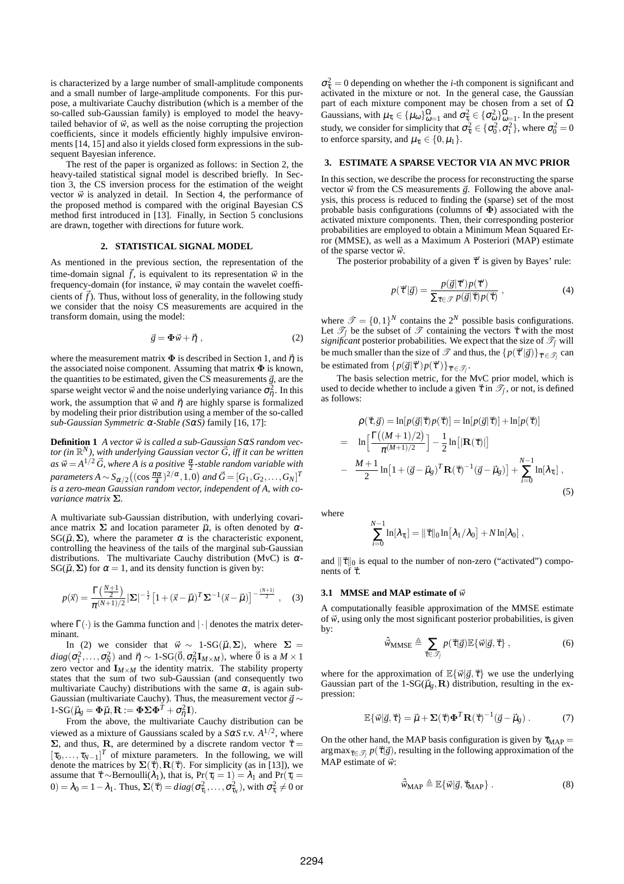is characterized by a large number of small-amplitude components and a small number of large-amplitude components. For this purpose, a multivariate Cauchy distribution (which is a member of the so-called sub-Gaussian family) is employed to model the heavy-tailed behavior of $\vec{w}$, as well as the noise corrupting the projection coefficients, since it models efficiently highly impulsive environments [14, 15] and also it yields closed form expressions in the subsequent Bayesian inference.

The rest of the paper is organized as follows: in Section 2, the heavy-tailed statistical signal model is described briefly. In Section 3, the CS inversion process for the estimation of the weight vector $\vec{w}$ is analyzed in detail. In Section 4, the performance of the proposed method is compared with the original Bayesian CS method first introduced in [13]. Finally, in Section 5 conclusions are drawn, together with directions for future work.

## 2. STATISTICAL SIGNAL MODEL

As mentioned in the previous section, the representation of the time-domain signal $\vec{f}$, is equivalent to its representation $\vec{w}$ in the frequency-domain (for instance, $\vec{w}$ may contain the wavelet coefficients of $\vec{f}$). Thus, without loss of generality, in the following study we consider that the noisy CS measurements are acquired in the transform domain, using the model:

$$\vec{g} = \mathbf{\Phi}\vec{w} + \vec{\eta} \; , \tag{2}$$

where the measurement matrix $\mathbf{\Phi}$ is described in Section 1, and $\vec{\eta}$ is the associated noise component. Assuming that matrix $\mathbf{\Phi}$ is known, the quantities to be estimated, given the CS measurements $\vec{g}$, are the sparse weight vector $\vec{w}$ and the noise underlying variance $\sigma_\eta^2$. In this work, the assumption that $\vec{w}$ and $\vec{\eta}$ are highly sparse is formalized by modeling their prior distribution using a member of the so-called *sub-Gaussian Symmetric $\alpha$-Stable (S$\alpha$S)* family [16, 17]:

**Definition 1** *A vector $\vec{w}$ is called a sub-Gaussian S$\alpha$S random vector (in $\mathbb{R}^N$), with underlying Gaussian vector $\vec{G}$, iff it can be written as $\vec{w} = A^{1/2}\vec{G}$, where A is a positive $\frac{\alpha}{2}$-stable random variable with parameters $A \sim S_{\alpha/2}\big((\cos\frac{\pi\alpha}{4})^{2/\alpha}, 1, 0\big)$ and $\vec{G} = [G_1, G_2, \ldots, G_N]^T$ is a zero-mean Gaussian random vector, independent of A, with covariance matrix $\mathbf{\Sigma}$.*

A multivariate sub-Gaussian distribution, with underlying covariance matrix $\mathbf{\Sigma}$ and location parameter $\vec{\mu}$, is often denoted by $\alpha$-SG$(\vec{\mu}, \mathbf{\Sigma})$, where the parameter $\alpha$ is the characteristic exponent, controlling the heaviness of the tails of the marginal sub-Gaussian distributions. The multivariate Cauchy distribution (MvC) is $\alpha$-SG$(\vec{\mu}, \mathbf{\Sigma})$ for $\alpha = 1$, and its density function is given by:

$$p(\vec{x}) = \frac{\Gamma\left(\frac{N+1}{2}\right)}{\pi^{(N+1)/2}} |\mathbf{\Sigma}|^{-\frac{1}{2}} \left[1 + (\vec{x} - \vec{\mu})^T \mathbf{\Sigma}^{-1} (\vec{x} - \vec{\mu})\right]^{-\frac{(N+1)}{2}} \; , \tag{3}$$

where $\Gamma(\cdot)$ is the Gamma function and $|\cdot|$ denotes the matrix determinant.

In (2) we consider that $\vec{w} \sim$ 1-SG$(\vec{\mu}, \mathbf{\Sigma})$, where $\mathbf{\Sigma} = diag(\sigma_1^2, \ldots, \sigma_N^2)$ and $\vec{\eta} \sim$ 1-SG$(\vec{0}, \sigma_\eta^2 \mathbf{I}_{M \times M})$, where $\vec{0}$ is a $M \times 1$ zero vector and $\mathbf{I}_{M \times M}$ the identity matrix. The stability property states that the sum of two sub-Gaussian (and consequently two multivariate Cauchy) distributions with the same $\alpha$, is again sub-Gaussian (multivariate Cauchy). Thus, the measurement vector $\vec{g} \sim$ 1-SG$(\vec{\mu}_g = \mathbf{\Phi}\vec{\mu}, \mathbf{R} := \mathbf{\Phi}\mathbf{\Sigma}\mathbf{\Phi}^T + \sigma_\eta^2 \mathbf{I})$.

From the above, the multivariate Cauchy distribution can be viewed as a mixture of Gaussians scaled by a S$\alpha$S r.v. $A^{1/2}$, where $\mathbf{\Sigma}$, and thus, $\mathbf{R}$, are determined by a discrete random vector $\vec{\tau} = [\tau_0, \ldots, \tau_{N-1}]^T$ of mixture parameters. In the following, we will denote the matrices by $\mathbf{\Sigma}(\vec{\tau}), \mathbf{R}(\vec{\tau})$. For simplicity (as in [13]), we assume that $\vec{\tau} \sim$Bernoulli$(\lambda_1)$, that is, $\Pr(\tau_i = 1) = \lambda_1$ and $\Pr(\tau_i = 0) = \lambda_0 = 1 - \lambda_1$. Thus, $\mathbf{\Sigma}(\vec{\tau}) = diag(\sigma_{\tau_1}^2, \ldots, \sigma_{\tau_N}^2)$, with $\sigma_{\tau_i}^2 \neq 0$ or $\sigma_{\tau_i}^2 = 0$ depending on whether the $i$-th component is significant and activated in the mixture or not. In the general case, the Gaussian part of each mixture component may be chosen from a set of $\Omega$ Gaussians, with $\mu_{\tau_i} \in \{\mu_\omega\}_{\omega=1}^\Omega$ and $\sigma_{\tau_i}^2 \in \{\sigma_\omega^2\}_{\omega=1}^\Omega$. In the present study, we consider for simplicity that $\sigma_{\tau_i}^2 \in \{\sigma_0^2, \sigma_1^2\}$, where $\sigma_0^2 = 0$ to enforce sparsity, and $\mu_{\tau_i} \in \{0, \mu_1\}$.

## 3. ESTIMATE A SPARSE VECTOR VIA AN MVC PRIOR

In this section, we describe the process for reconstructing the sparse vector $\vec{w}$ from the CS measurements $\vec{g}$. Following the above analysis, this process is reduced to finding the (sparse) set of the most probable basis configurations (columns of $\mathbf{\Phi}$) associated with the activated mixture components. Then, their corresponding posterior probabilities are employed to obtain a Minimum Mean Squared Error (MMSE), as well as a Maximum A Posteriori (MAP) estimate of the sparse vector $\vec{w}$.

The posterior probability of a given $\vec{\tau}'$ is given by Bayes' rule:

$$p(\vec{\tau}'|\vec{g}) = \frac{p(\vec{g}|\vec{\tau}')p(\vec{\tau}')}{\sum_{\vec{\tau} \in \mathscr{T}} p(\vec{g}|\vec{\tau})p(\vec{\tau})} \; , \tag{4}$$

where $\mathscr{T} = \{0,1\}^N$ contains the $2^N$ possible basis configurations. Let $\mathscr{T}_f$ be the subset of $\mathscr{T}$ containing the vectors $\vec{\tau}$ with the most *significant* posterior probabilities. We expect that the size of $\mathscr{T}_f$ will be much smaller than the size of $\mathscr{T}$ and thus, the $\{p(\vec{\tau}'|\vec{g})\}_{\vec{\tau}' \in \mathscr{T}_f}$ can be estimated from $\{p(\vec{g}|\vec{\tau}')p(\vec{\tau}')\}_{\vec{\tau}' \in \mathscr{T}_f}$.

The basis selection metric, for the MvC prior model, which is used to decide whether to include a given $\vec{\tau}$ in $\mathscr{T}_f$, or not, is defined as follows:

$$\begin{aligned}
\rho(\vec{\tau}, \vec{g}) &= \ln[p(\vec{g}|\vec{\tau})p(\vec{\tau})] = \ln[p(\vec{g}|\vec{\tau})] + \ln[p(\vec{\tau})] \\
&= \ln\Big[\frac{\Gamma\big((M+1)/2\big)}{\pi^{(M+1)/2}}\Big] - \frac{1}{2}\ln\big[|\mathbf{R}(\vec{\tau})|\big] \\
&- \frac{M+1}{2}\ln\big[1 + (\vec{g} - \vec{\mu}_g)^T \mathbf{R}(\vec{\tau})^{-1} (\vec{g} - \vec{\mu}_g)\big] + \sum_{i=0}^{N-1} \ln[\lambda_{\tau_i}] \; ,
\end{aligned} \tag{5}$$

where

$$\sum_{i=0}^{N-1} \ln[\lambda_{\tau_i}] = \|\vec{\tau}\|_0 \ln\big[\lambda_1/\lambda_0\big] + N\ln[\lambda_0] \; ,$$

and $\|\vec{\tau}\|_0$ is equal to the number of non-zero ("activated") components of $\vec{\tau}$.

### 3.1 MMSE and MAP estimate of $\vec{w}$

A computationally feasible approximation of the MMSE estimate of $\vec{w}$, using only the most significant posterior probabilities, is given by:

$$\hat{\vec{w}}_{\text{MMSE}} \triangleq \sum_{\vec{\tau} \in \mathscr{T}_f} p(\vec{\tau}|\vec{g}) \mathbb{E}\{\vec{w}|\vec{g}, \vec{\tau}\} \; , \tag{6}$$

where for the approximation of $\mathbb{E}\{\vec{w}|\vec{g}, \vec{\tau}\}$ we use the underlying Gaussian part of the 1-SG$(\vec{\mu}_g, \mathbf{R})$ distribution, resulting in the expression:

$$\mathbb{E}\{\vec{w}|\vec{g}, \vec{\tau}\} = \vec{\mu} + \mathbf{\Sigma}(\vec{\tau})\mathbf{\Phi}^T \mathbf{R}(\vec{\tau})^{-1}(\vec{g} - \vec{\mu}_g) \; . \tag{7}$$

On the other hand, the MAP basis configuration is given by $\vec{\tau}_{\text{MAP}} = \arg\max_{\vec{\tau} \in \mathscr{T}_f} p(\vec{\tau}|\vec{g})$, resulting in the following approximation of the MAP estimate of $\vec{w}$:

$$\hat{\vec{w}}_{\text{MAP}} \triangleq \mathbb{E}\{\vec{w}|\vec{g}, \vec{\tau}_{\text{MAP}}\} \; . \tag{8}$$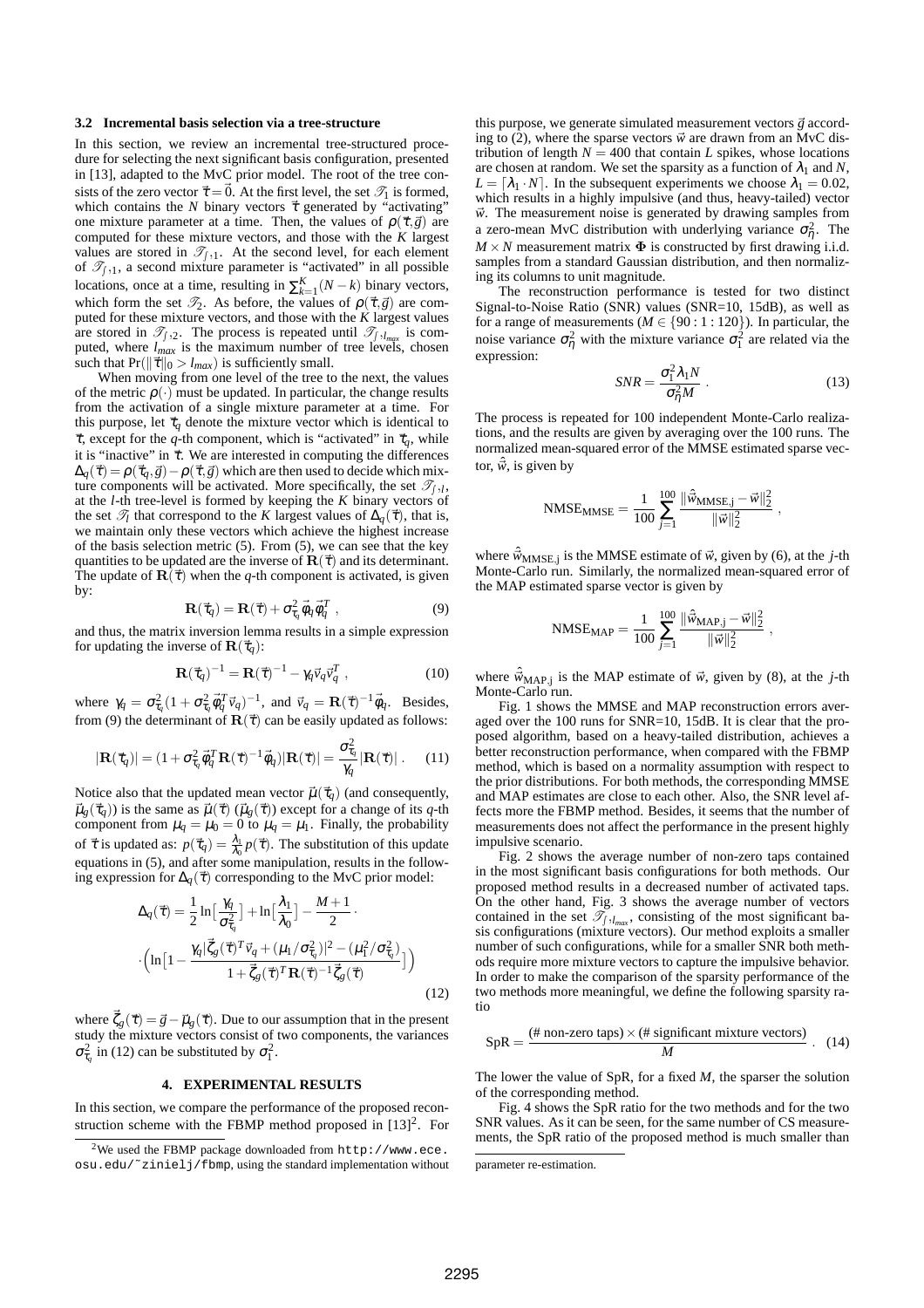### 3.2 Incremental basis selection via a tree-structure

In this section, we review an incremental tree-structured procedure for selecting the next significant basis configuration, presented in [13], adapted to the MvC prior model. The root of the tree consists of the zero vector $\vec{\tau} = \vec{0}$. At the first level, the set $\mathscr{T}_1$ is formed, which contains the $N$ binary vectors $\vec{\tau}$ generated by "activating" one mixture parameter at a time. Then, the values of $\rho(\vec{\tau}, \vec{g})$ are computed for these mixture vectors, and those with the $K$ largest values are stored in $\mathscr{T}_{\int,1}$. At the second level, for each element of $\mathscr{T}_{\int,1}$, a second mixture parameter is "activated" in all possible locations, once at a time, resulting in $\sum_{k=1}^{K}(N-k)$ binary vectors, which form the set $\mathscr{T}_2$. As before, the values of $\rho(\vec{\tau}, \vec{g})$ are computed for these mixture vectors, and those with the $K$ largest values are stored in $\mathscr{T}_{\int,2}$. The process is repeated until $\mathscr{T}_{\int,l_{max}}$ is computed, where $l_{max}$ is the maximum number of tree levels, chosen such that $\Pr(\|\vec{\tau}\|_0 > l_{max})$ is sufficiently small.

When moving from one level of the tree to the next, the values of the metric $\rho(\cdot)$ must be updated. In particular, the change results from the activation of a single mixture parameter at a time. For this purpose, let $\vec{\tau}_q$ denote the mixture vector which is identical to $\vec{\tau}$, except for the $q$-th component, which is "activated" in $\vec{\tau}_q$, while it is "inactive" in $\vec{\tau}$. We are interested in computing the differences $\Delta_q(\vec{\tau}) = \rho(\vec{\tau}_q, \vec{g}) - \rho(\vec{\tau}, \vec{g})$ which are then used to decide which mixture components will be activated. More specifically, the set $\mathscr{T}_{\int,l}$, at the $l$-th tree-level is formed by keeping the $K$ binary vectors of the set $\mathscr{T}_l$ that correspond to the $K$ largest values of $\Delta_q(\vec{\tau})$, that is, we maintain only these vectors which achieve the highest increase of the basis selection metric (5). From (5), we can see that the key quantities to be updated are the inverse of $\mathbf{R}(\vec{\tau})$ and its determinant. The update of $\mathbf{R}(\vec{\tau})$ when the $q$-th component is activated, is given by:

$$\mathbf{R}(\vec{\tau}_q) = \mathbf{R}(\vec{\tau}) + \sigma_{\tau_q}^2 \vec{\phi}_q \vec{\phi}_q^T , \tag{9}$$

and thus, the matrix inversion lemma results in a simple expression for updating the inverse of $\mathbf{R}(\vec{\tau}_q)$:

$$\mathbf{R}(\vec{\tau}_q)^{-1} = \mathbf{R}(\vec{\tau})^{-1} - \gamma_q \vec{v}_q \vec{v}_q^T , \tag{10}$$

where $\gamma_q = \sigma_{\tau_q}^2 (1 + \sigma_{\tau_q}^2 \vec{\phi}_q^T \vec{v}_q)^{-1}$, and $\vec{v}_q = \mathbf{R}(\vec{\tau})^{-1} \vec{\phi}_q$. Besides, from (9) the determinant of $\mathbf{R}(\vec{\tau})$ can be easily updated as follows:

$$|\mathbf{R}(\vec{\tau}_q)| = (1 + \sigma_{\tau_q}^2 \vec{\phi}_q^T \mathbf{R}(\vec{\tau})^{-1} \vec{\phi}_q) |\mathbf{R}(\vec{\tau})| = \frac{\sigma_{\tau_q}^2}{\gamma_q} |\mathbf{R}(\vec{\tau})| . \tag{11}$$

Notice also that the updated mean vector $\vec{\mu}(\vec{\tau}_q)$ (and consequently, $\vec{\mu}_g(\vec{\tau}_q)$) is the same as $\vec{\mu}(\vec{\tau})$ ($\vec{\mu}_g(\vec{\tau})$) except for a change of its $q$-th component from $\mu_q = \mu_0 = 0$ to $\mu_q = \mu_1$. Finally, the probability of $\vec{\tau}$ is updated as: $p(\vec{\tau}_q) = \frac{\lambda_1}{\lambda_0} p(\vec{\tau})$. The substitution of this update equations in (5), and after some manipulation, results in the following expression for $\Delta_q(\vec{\tau})$ corresponding to the MvC prior model:

$$\Delta_q(\vec{\tau}) = \frac{1}{2}\ln\big[\frac{\gamma_q}{\sigma_{\tau_q}^2}\big] + \ln\big[\frac{\lambda_1}{\lambda_0}\big] - \frac{M+1}{2} \cdot \\ \cdot \Big(\ln\big[1 - \frac{\gamma_q |\vec{\zeta}_g(\vec{\tau})^T \vec{v}_q + (\mu_1/\sigma_{\tau_q}^2)|^2 - (\mu_1^2/\sigma_{\tau_q}^2)}{1 + \vec{\zeta}_g(\vec{\tau})^T \mathbf{R}(\vec{\tau})^{-1} \vec{\zeta}_g(\vec{\tau})}\big]\Big) \tag{12}$$

where $\vec{\zeta}_g(\vec{\tau}) = \vec{g} - \vec{\mu}_g(\vec{\tau})$. Due to our assumption that in the present study the mixture vectors consist of two components, the variances $\sigma_{\tau_q}^2$ in (12) can be substituted by $\sigma_1^2$.

## 4. EXPERIMENTAL RESULTS

In this section, we compare the performance of the proposed reconstruction scheme with the FBMP method proposed in [13][2]. For this purpose, we generate simulated measurement vectors $\vec{g}$ according to (2), where the sparse vectors $\vec{w}$ are drawn from an MvC distribution of length $N = 400$ that contain $L$ spikes, whose locations are chosen at random. We set the sparsity as a function of $\lambda_1$ and $N$, $L = \lceil \lambda_1 \cdot N \rceil$. In the subsequent experiments we choose $\lambda_1 = 0.02$, which results in a highly impulsive (and thus, heavy-tailed) vector $\vec{w}$. The measurement noise is generated by drawing samples from a zero-mean MvC distribution with underlying variance $\sigma_\eta^2$. The $M \times N$ measurement matrix $\mathbf{\Phi}$ is constructed by first drawing i.i.d. samples from a standard Gaussian distribution, and then normalizing its columns to unit magnitude.

The reconstruction performance is tested for two distinct Signal-to-Noise Ratio (SNR) values (SNR=10, 15dB), as well as for a range of measurements ($M \in \{90 : 1 : 120\}$). In particular, the noise variance $\sigma_\eta^2$ with the mixture variance $\sigma_1^2$ are related via the expression:

$$SNR = \frac{\sigma_1^2 \lambda_1 N}{\sigma_\eta^2 M} . \tag{13}$$

The process is repeated for 100 independent Monte-Carlo realizations, and the results are given by averaging over the 100 runs. The normalized mean-squared error of the MMSE estimated sparse vector, $\hat{\vec{w}}$, is given by

$$\text{NMSE}_{\text{MMSE}} = \frac{1}{100} \sum_{j=1}^{100} \frac{\|\hat{\vec{w}}_{\text{MMSE,j}} - \vec{w}\|_2^2}{\|\vec{w}\|_2^2} ,$$

where $\hat{\vec{w}}_{\text{MMSE,j}}$ is the MMSE estimate of $\vec{w}$, given by (6), at the $j$-th Monte-Carlo run. Similarly, the normalized mean-squared error of the MAP estimated sparse vector is given by

$$\text{NMSE}_{\text{MAP}} = \frac{1}{100} \sum_{j=1}^{100} \frac{\|\hat{\vec{w}}_{\text{MAP,j}} - \vec{w}\|_2^2}{\|\vec{w}\|_2^2} ,$$

where $\hat{\vec{w}}_{\text{MAP,j}}$ is the MAP estimate of $\vec{w}$, given by (8), at the $j$-th Monte-Carlo run.

Fig. 1 shows the MMSE and MAP reconstruction errors averaged over the 100 runs for SNR=10, 15dB. It is clear that the proposed algorithm, based on a heavy-tailed distribution, achieves a better reconstruction performance, when compared with the FBMP method, which is based on a normality assumption with respect to the prior distributions. For both methods, the corresponding MMSE and MAP estimates are close to each other. Also, the SNR level affects more the FBMP method. Besides, it seems that the number of measurements does not affect the performance in the present highly impulsive scenario.

Fig. 2 shows the average number of non-zero taps contained in the most significant basis configurations for both methods. Our proposed method results in a decreased number of activated taps. On the other hand, Fig. 3 shows the average number of vectors contained in the set $\mathscr{T}_{\int,l_{max}}$, consisting of the most significant basis configurations (mixture vectors). Our method exploits a smaller number of such configurations, while for a smaller SNR both methods require more mixture vectors to capture the impulsive behavior. In order to make the comparison of the sparsity performance of the two methods more meaningful, we define the following sparsity ratio

$$\text{SpR} = \frac{(\text{\# non-zero taps}) \times (\text{\# significant mixture vectors})}{M} . \tag{14}$$

The lower the value of SpR, for a fixed $M$, the sparser the solution of the corresponding method.

Fig. 4 shows the SpR ratio for the two methods and for the two SNR values. As it can be seen, for the same number of CS measurements, the SpR ratio of the proposed method is much smaller than

[2] We used the FBMP package downloaded from `http://www.ece.osu.edu/~zinielj/fbmp`, using the standard implementation without parameter re-estimation.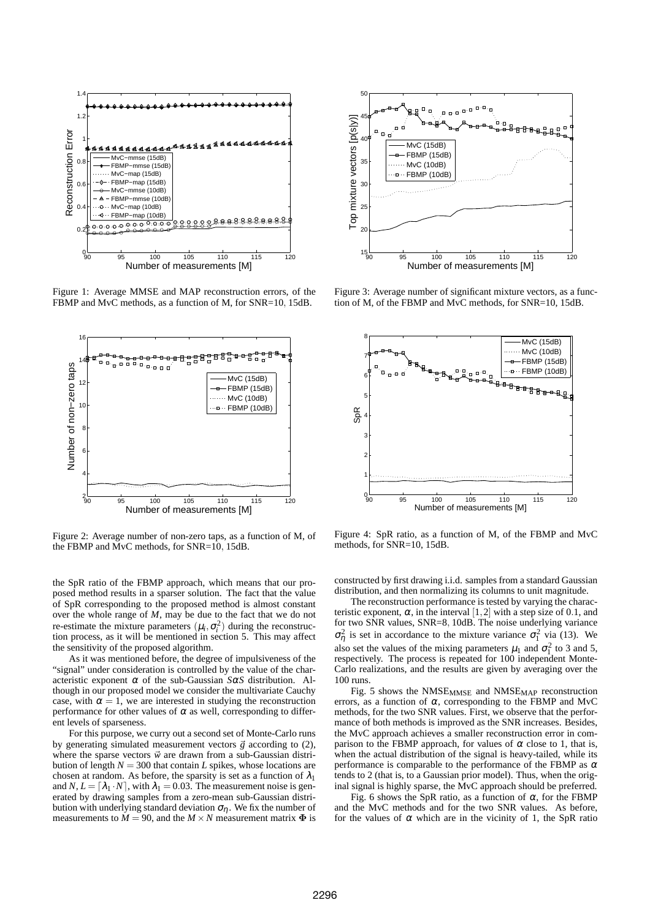Figure 1: Average MMSE and MAP reconstruction errors, of the FBMP and MvC methods, as a function of M, for SNR=10, 15dB.

Figure 2: Average number of non-zero taps, as a function of M, of the FBMP and MvC methods, for SNR=10, 15dB.

Figure 3: Average number of significant mixture vectors, as a function of M, of the FBMP and MvC methods, for SNR=10, 15dB.

Figure 4: SpR ratio, as a function of M, of the FBMP and MvC methods, for SNR=10, 15dB.

the SpR ratio of the FBMP approach, which means that our proposed method results in a sparser solution. The fact that the value of SpR corresponding to the proposed method is almost constant over the whole range of $M$, may be due to the fact that we do not re-estimate the mixture parameters $(\mu_i, \sigma_i^2)$ during the reconstruction process, as it will be mentioned in section 5. This may affect the sensitivity of the proposed algorithm.

As it was mentioned before, the degree of impulsiveness of the "signal" under consideration is controlled by the value of the characteristic exponent $\alpha$ of the sub-Gaussian $S\alpha S$ distribution. Although in our proposed model we consider the multivariate Cauchy case, with $\alpha = 1$, we are interested in studying the reconstruction performance for other values of $\alpha$ as well, corresponding to different levels of sparseness.

For this purpose, we curry out a second set of Monte-Carlo runs by generating simulated measurement vectors $\vec{g}$ according to (2), where the sparse vectors $\vec{w}$ are drawn from a sub-Gaussian distribution of length $N = 300$ that contain $L$ spikes, whose locations are chosen at random. As before, the sparsity is set as a function of $\lambda_1$ and $N$, $L = \lceil \lambda_1 \cdot N \rceil$, with $\lambda_1 = 0.03$. The measurement noise is generated by drawing samples from a zero-mean sub-Gaussian distribution with underlying standard deviation $\sigma_\eta$. We fix the number of measurements to $M = 90$, and the $M \times N$ measurement matrix $\Phi$ is constructed by first drawing i.i.d. samples from a standard Gaussian distribution, and then normalizing its columns to unit magnitude.

The reconstruction performance is tested by varying the characteristic exponent, $\alpha$, in the interval $[1, 2]$ with a step size of 0.1, and for two SNR values, SNR=8, 10dB. The noise underlying variance $\sigma_\eta^2$ is set in accordance to the mixture variance $\sigma_1^2$ via (13). We also set the values of the mixing parameters $\mu_1$ and $\sigma_1^2$ to 3 and 5, respectively. The process is repeated for 100 independent Monte-Carlo realizations, and the results are given by averaging over the 100 runs.

Fig. 5 shows the $\text{NMSE}_{\text{MMSE}}$ and $\text{NMSE}_{\text{MAP}}$ reconstruction errors, as a function of $\alpha$, corresponding to the FBMP and MvC methods, for the two SNR values. First, we observe that the performance of both methods is improved as the SNR increases. Besides, the MvC approach achieves a smaller reconstruction error in comparison to the FBMP approach, for values of $\alpha$ close to 1, that is, when the actual distribution of the signal is heavy-tailed, while its performance is comparable to the performance of the FBMP as $\alpha$ tends to 2 (that is, to a Gaussian prior model). Thus, when the original signal is highly sparse, the MvC approach should be preferred.

Fig. 6 shows the SpR ratio, as a function of $\alpha$, for the FBMP and the MvC methods and for the two SNR values. As before, for the values of $\alpha$ which are in the vicinity of 1, the SpR ratio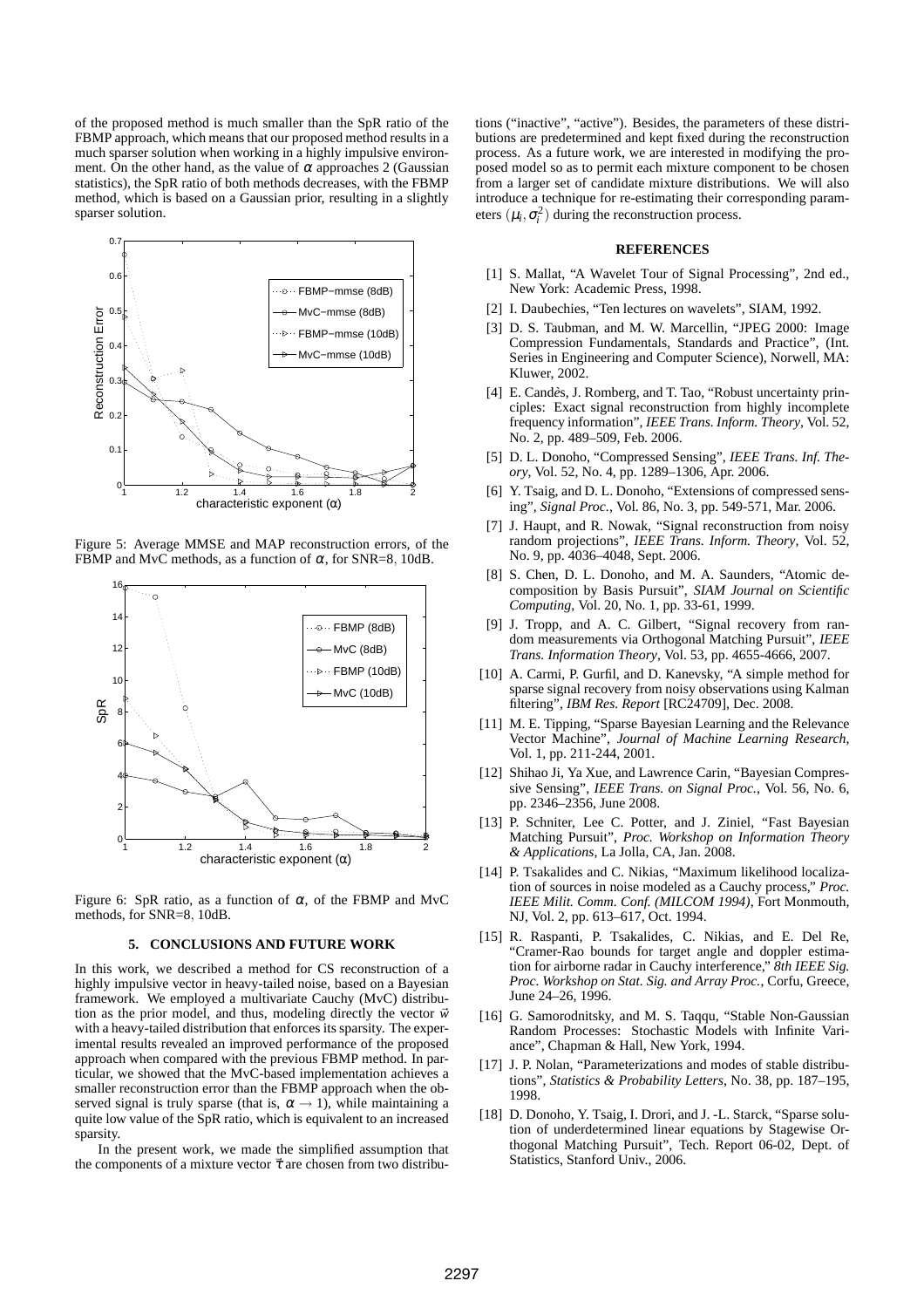of the proposed method is much smaller than the SpR ratio of the FBMP approach, which means that our proposed method results in a much sparser solution when working in a highly impulsive environment. On the other hand, as the value of $\alpha$ approaches 2 (Gaussian statistics), the SpR ratio of both methods decreases, with the FBMP method, which is based on a Gaussian prior, resulting in a slightly sparser solution.

Reconstruction Error
0 0.1 0.2 0.3 0.4 0.5 0.6 0.7
1 1.2 1.4 1.6 1.8 2
characteristic exponent (α)
FBMP−mmse (8dB)
MvC−mmse (8dB)
FBMP−mmse (10dB)
MvC−mmse (10dB)

Figure 5: Average MMSE and MAP reconstruction errors, of the FBMP and MvC methods, as a function of $\alpha$, for SNR=8, 10dB.

SpR
0 2 4 6 8 10 12 14 16
1 1.2 1.4 1.6 1.8 2
characteristic exponent (α)
FBMP (8dB)
MvC (8dB)
FBMP (10dB)
MvC (10dB)

Figure 6: SpR ratio, as a function of $\alpha$, of the FBMP and MvC methods, for SNR=8, 10dB.

## 5. CONCLUSIONS AND FUTURE WORK

In this work, we described a method for CS reconstruction of a highly impulsive vector in heavy-tailed noise, based on a Bayesian framework. We employed a multivariate Cauchy (MvC) distribution as the prior model, and thus, modeling directly the vector $\vec{w}$ with a heavy-tailed distribution that enforces its sparsity. The experimental results revealed an improved performance of the proposed approach when compared with the previous FBMP method. In particular, we showed that the MvC-based implementation achieves a smaller reconstruction error than the FBMP approach when the observed signal is truly sparse (that is, $\alpha \to 1$), while maintaining a quite low value of the SpR ratio, which is equivalent to an increased sparsity.

In the present work, we made the simplified assumption that the components of a mixture vector $\vec{\tau}$ are chosen from two distributions ("inactive", "active"). Besides, the parameters of these distributions are predetermined and kept fixed during the reconstruction process. As a future work, we are interested in modifying the proposed model so as to permit each mixture component to be chosen from a larger set of candidate mixture distributions. We will also introduce a technique for re-estimating their corresponding parameters $(\mu_i, \sigma_i^2)$ during the reconstruction process.

## REFERENCES

[1] S. Mallat, "A Wavelet Tour of Signal Processing", 2nd ed., New York: Academic Press, 1998.

[2] I. Daubechies, "Ten lectures on wavelets", SIAM, 1992.

[3] D. S. Taubman, and M. W. Marcellin, "JPEG 2000: Image Compression Fundamentals, Standards and Practice", (Int. Series in Engineering and Computer Science), Norwell, MA: Kluwer, 2002.

[4] E. Candès, J. Romberg, and T. Tao, "Robust uncertainty principles: Exact signal reconstruction from highly incomplete frequency information", *IEEE Trans. Inform. Theory*, Vol. 52, No. 2, pp. 489–509, Feb. 2006.

[5] D. L. Donoho, "Compressed Sensing", *IEEE Trans. Inf. Theory*, Vol. 52, No. 4, pp. 1289–1306, Apr. 2006.

[6] Y. Tsaig, and D. L. Donoho, "Extensions of compressed sensing", *Signal Proc.*, Vol. 86, No. 3, pp. 549-571, Mar. 2006.

[7] J. Haupt, and R. Nowak, "Signal reconstruction from noisy random projections", *IEEE Trans. Inform. Theory*, Vol. 52, No. 9, pp. 4036–4048, Sept. 2006.

[8] S. Chen, D. L. Donoho, and M. A. Saunders, "Atomic decomposition by Basis Pursuit", *SIAM Journal on Scientific Computing*, Vol. 20, No. 1, pp. 33-61, 1999.

[9] J. Tropp, and A. C. Gilbert, "Signal recovery from random measurements via Orthogonal Matching Pursuit", *IEEE Trans. Information Theory*, Vol. 53, pp. 4655-4666, 2007.

[10] A. Carmi, P. Gurfil, and D. Kanevsky, "A simple method for sparse signal recovery from noisy observations using Kalman filtering", *IBM Res. Report* [RC24709], Dec. 2008.

[11] M. E. Tipping, "Sparse Bayesian Learning and the Relevance Vector Machine", *Journal of Machine Learning Research*, Vol. 1, pp. 211-244, 2001.

[12] Shihao Ji, Ya Xue, and Lawrence Carin, "Bayesian Compressive Sensing", *IEEE Trans. on Signal Proc.*, Vol. 56, No. 6, pp. 2346–2356, June 2008.

[13] P. Schniter, Lee C. Potter, and J. Ziniel, "Fast Bayesian Matching Pursuit", *Proc. Workshop on Information Theory & Applications*, La Jolla, CA, Jan. 2008.

[14] P. Tsakalides and C. Nikias, "Maximum likelihood localization of sources in noise modeled as a Cauchy process," *Proc. IEEE Milit. Comm. Conf. (MILCOM 1994)*, Fort Monmouth, NJ, Vol. 2, pp. 613–617, Oct. 1994.

[15] R. Raspanti, P. Tsakalides, C. Nikias, and E. Del Re, "Cramer-Rao bounds for target angle and doppler estimation for airborne radar in Cauchy interference," *8th IEEE Sig. Proc. Workshop on Stat. Sig. and Array Proc.*, Corfu, Greece, June 24–26, 1996.

[16] G. Samorodnitsky, and M. S. Taqqu, "Stable Non-Gaussian Random Processes: Stochastic Models with Infinite Variance", Chapman & Hall, New York, 1994.

[17] J. P. Nolan, "Parameterizations and modes of stable distributions", *Statistics & Probability Letters*, No. 38, pp. 187–195, 1998.

[18] D. Donoho, Y. Tsaig, I. Drori, and J. -L. Starck, "Sparse solution of underdetermined linear equations by Stagewise Orthogonal Matching Pursuit", Tech. Report 06-02, Dept. of Statistics, Stanford Univ., 2006.